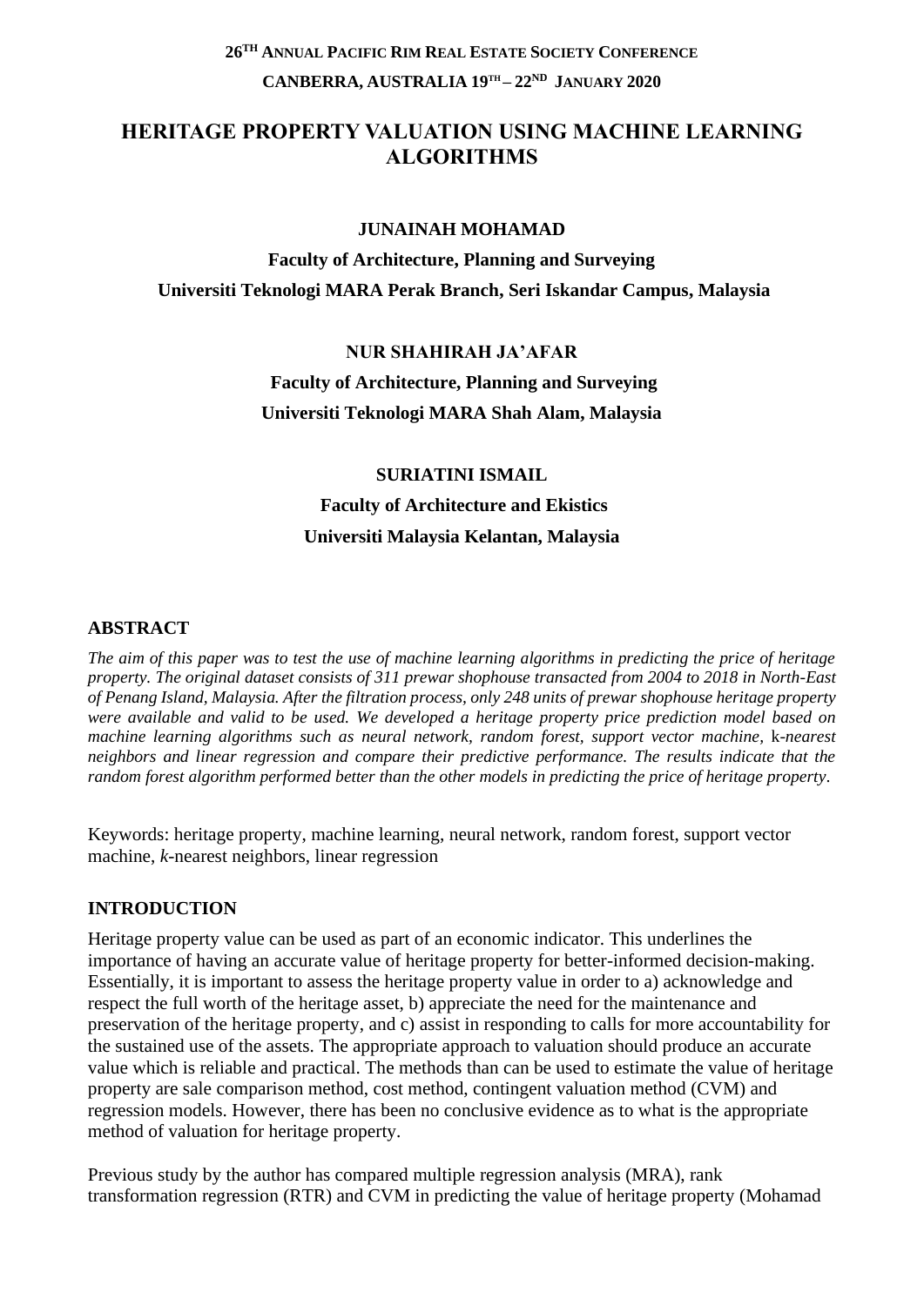**26[TH] ANNUAL PACIFIC RIM REAL ESTATE SOCIETY CONFERENCE**

**CANBERRA, AUSTRALIA 19[TH] – 22[ND] JANUARY 2020**

# HERITAGE PROPERTY VALUATION USING MACHINE LEARNING ALGORITHMS

**JUNAINAH MOHAMAD**

**Faculty of Architecture, Planning and Surveying**

**Universiti Teknologi MARA Perak Branch, Seri Iskandar Campus, Malaysia**

**NUR SHAHIRAH JA'AFAR**

**Faculty of Architecture, Planning and Surveying**

**Universiti Teknologi MARA Shah Alam, Malaysia**

**SURIATINI ISMAIL**

**Faculty of Architecture and Ekistics**

**Universiti Malaysia Kelantan, Malaysia**

## ABSTRACT

*The aim of this paper was to test the use of machine learning algorithms in predicting the price of heritage property. The original dataset consists of 311 prewar shophouse transacted from 2004 to 2018 in North-East of Penang Island, Malaysia. After the filtration process, only 248 units of prewar shophouse heritage property were available and valid to be used. We developed a heritage property price prediction model based on machine learning algorithms such as neural network, random forest, support vector machine,* k*-nearest neighbors and linear regression and compare their predictive performance. The results indicate that the random forest algorithm performed better than the other models in predicting the price of heritage property.*

Keywords: heritage property, machine learning, neural network, random forest, support vector machine, *k*-nearest neighbors, linear regression

## INTRODUCTION

Heritage property value can be used as part of an economic indicator. This underlines the importance of having an accurate value of heritage property for better-informed decision-making. Essentially, it is important to assess the heritage property value in order to a) acknowledge and respect the full worth of the heritage asset, b) appreciate the need for the maintenance and preservation of the heritage property, and c) assist in responding to calls for more accountability for the sustained use of the assets. The appropriate approach to valuation should produce an accurate value which is reliable and practical. The methods than can be used to estimate the value of heritage property are sale comparison method, cost method, contingent valuation method (CVM) and regression models. However, there has been no conclusive evidence as to what is the appropriate method of valuation for heritage property.

Previous study by the author has compared multiple regression analysis (MRA), rank transformation regression (RTR) and CVM in predicting the value of heritage property (Mohamad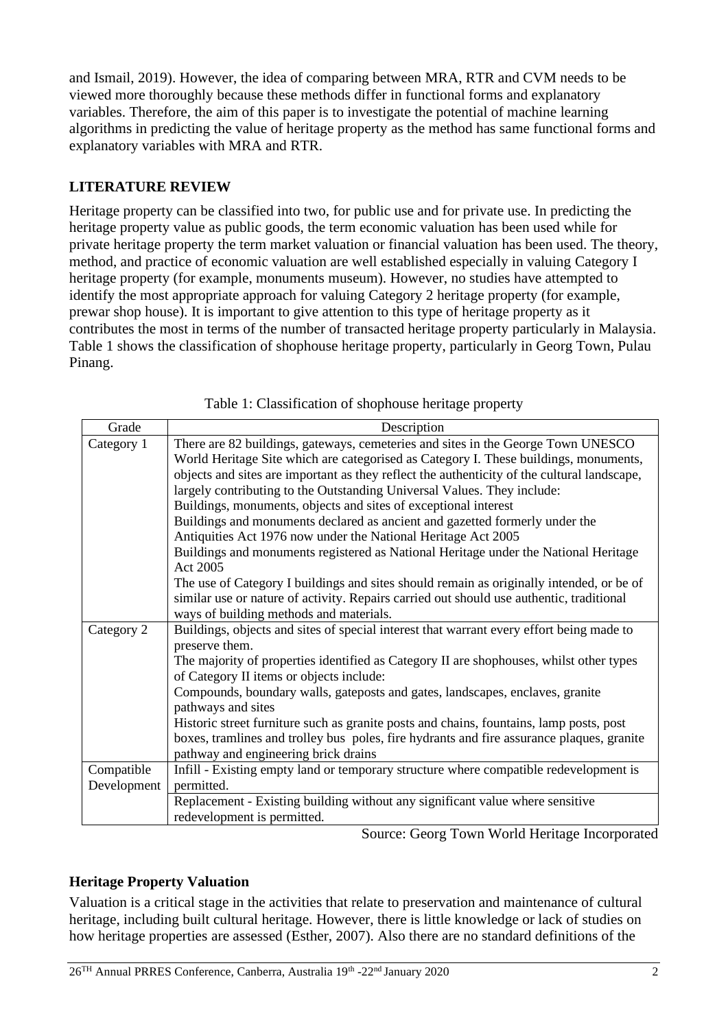and Ismail, 2019). However, the idea of comparing between MRA, RTR and CVM needs to be viewed more thoroughly because these methods differ in functional forms and explanatory variables. Therefore, the aim of this paper is to investigate the potential of machine learning algorithms in predicting the value of heritage property as the method has same functional forms and explanatory variables with MRA and RTR.

## LITERATURE REVIEW

Heritage property can be classified into two, for public use and for private use. In predicting the heritage property value as public goods, the term economic valuation has been used while for private heritage property the term market valuation or financial valuation has been used. The theory, method, and practice of economic valuation are well established especially in valuing Category I heritage property (for example, monuments museum). However, no studies have attempted to identify the most appropriate approach for valuing Category 2 heritage property (for example, prewar shop house). It is important to give attention to this type of heritage property as it contributes the most in terms of the number of transacted heritage property particularly in Malaysia. Table 1 shows the classification of shophouse heritage property, particularly in Georg Town, Pulau Pinang.

Table 1: Classification of shophouse heritage property

| Grade | Description |
|---|---|
| Category 1 | There are 82 buildings, gateways, cemeteries and sites in the George Town UNESCO World Heritage Site which are categorised as Category I. These buildings, monuments, objects and sites are important as they reflect the authenticity of the cultural landscape, largely contributing to the Outstanding Universal Values. They include:<br>Buildings, monuments, objects and sites of exceptional interest<br>Buildings and monuments declared as ancient and gazetted formerly under the Antiquities Act 1976 now under the National Heritage Act 2005<br>Buildings and monuments registered as National Heritage under the National Heritage Act 2005<br>The use of Category I buildings and sites should remain as originally intended, or be of similar use or nature of activity. Repairs carried out should use authentic, traditional ways of building methods and materials. |
| Category 2 | Buildings, objects and sites of special interest that warrant every effort being made to preserve them.<br>The majority of properties identified as Category II are shophouses, whilst other types of Category II items or objects include:<br>Compounds, boundary walls, gateposts and gates, landscapes, enclaves, granite pathways and sites<br>Historic street furniture such as granite posts and chains, fountains, lamp posts, post boxes, tramlines and trolley bus poles, fire hydrants and fire assurance plaques, granite pathway and engineering brick drains |
| Compatible Development | Infill - Existing empty land or temporary structure where compatible redevelopment is permitted. |
| | Replacement - Existing building without any significant value where sensitive redevelopment is permitted. |

Source: Georg Town World Heritage Incorporated

### Heritage Property Valuation

Valuation is a critical stage in the activities that relate to preservation and maintenance of cultural heritage, including built cultural heritage. However, there is little knowledge or lack of studies on how heritage properties are assessed (Esther, 2007). Also there are no standard definitions of the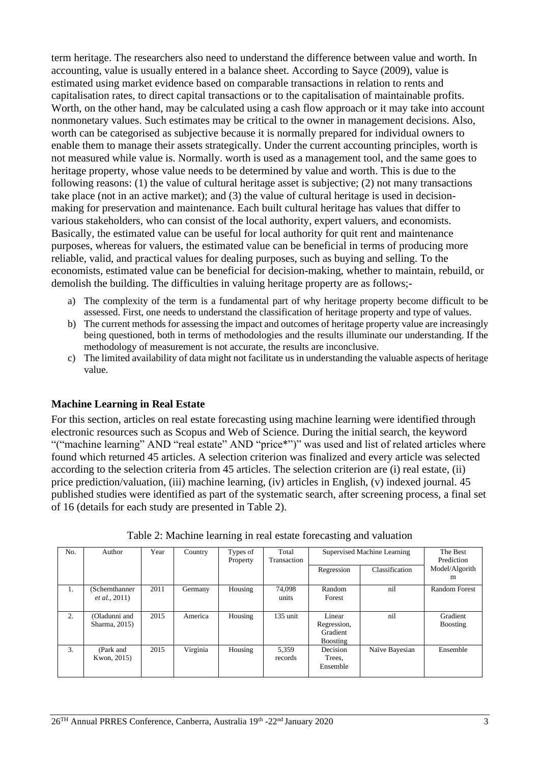term heritage. The researchers also need to understand the difference between value and worth. In accounting, value is usually entered in a balance sheet. According to Sayce (2009), value is estimated using market evidence based on comparable transactions in relation to rents and capitalisation rates, to direct capital transactions or to the capitalisation of maintainable profits. Worth, on the other hand, may be calculated using a cash flow approach or it may take into account nonmonetary values. Such estimates may be critical to the owner in management decisions. Also, worth can be categorised as subjective because it is normally prepared for individual owners to enable them to manage their assets strategically. Under the current accounting principles, worth is not measured while value is. Normally. worth is used as a management tool, and the same goes to heritage property, whose value needs to be determined by value and worth. This is due to the following reasons: (1) the value of cultural heritage asset is subjective; (2) not many transactions take place (not in an active market); and (3) the value of cultural heritage is used in decision-making for preservation and maintenance. Each built cultural heritage has values that differ to various stakeholders, who can consist of the local authority, expert valuers, and economists. Basically, the estimated value can be useful for local authority for quit rent and maintenance purposes, whereas for valuers, the estimated value can be beneficial in terms of producing more reliable, valid, and practical values for dealing purposes, such as buying and selling. To the economists, estimated value can be beneficial for decision-making, whether to maintain, rebuild, or demolish the building. The difficulties in valuing heritage property are as follows;-

a) The complexity of the term is a fundamental part of why heritage property become difficult to be assessed. First, one needs to understand the classification of heritage property and type of values.
b) The current methods for assessing the impact and outcomes of heritage property value are increasingly being questioned, both in terms of methodologies and the results illuminate our understanding. If the methodology of measurement is not accurate, the results are inconclusive.
c) The limited availability of data might not facilitate us in understanding the valuable aspects of heritage value.

## Machine Learning in Real Estate

For this section, articles on real estate forecasting using machine learning were identified through electronic resources such as Scopus and Web of Science. During the initial search, the keyword "("machine learning" AND "real estate" AND "price*")" was used and list of related articles where found which returned 45 articles. A selection criterion was finalized and every article was selected according to the selection criteria from 45 articles. The selection criterion are (i) real estate, (ii) price prediction/valuation, (iii) machine learning, (iv) articles in English, (v) indexed journal. 45 published studies were identified as part of the systematic search, after screening process, a final set of 16 (details for each study are presented in Table 2).

Table 2: Machine learning in real estate forecasting and valuation

| No. | Author | Year | Country | Types of Property | Total Transaction | Supervised Machine Learning | | The Best Prediction Model/Algorithm |
|---|---|---|---|---|---|---|---|---|
| | | | | | | Regression | Classification | |
| 1. | (Schernthanner *et al.*, 2011) | 2011 | Germany | Housing | 74,098 units | Random Forest | nil | Random Forest |
| 2. | (Oladunni and Sharma, 2015) | 2015 | America | Housing | 135 unit | Linear Regression, Gradient Boosting | nil | Gradient Boosting |
| 3. | (Park and Kwon, 2015) | 2015 | Virginia | Housing | 5,359 records | Decision Trees, Ensemble | Naïve Bayesian | Ensemble |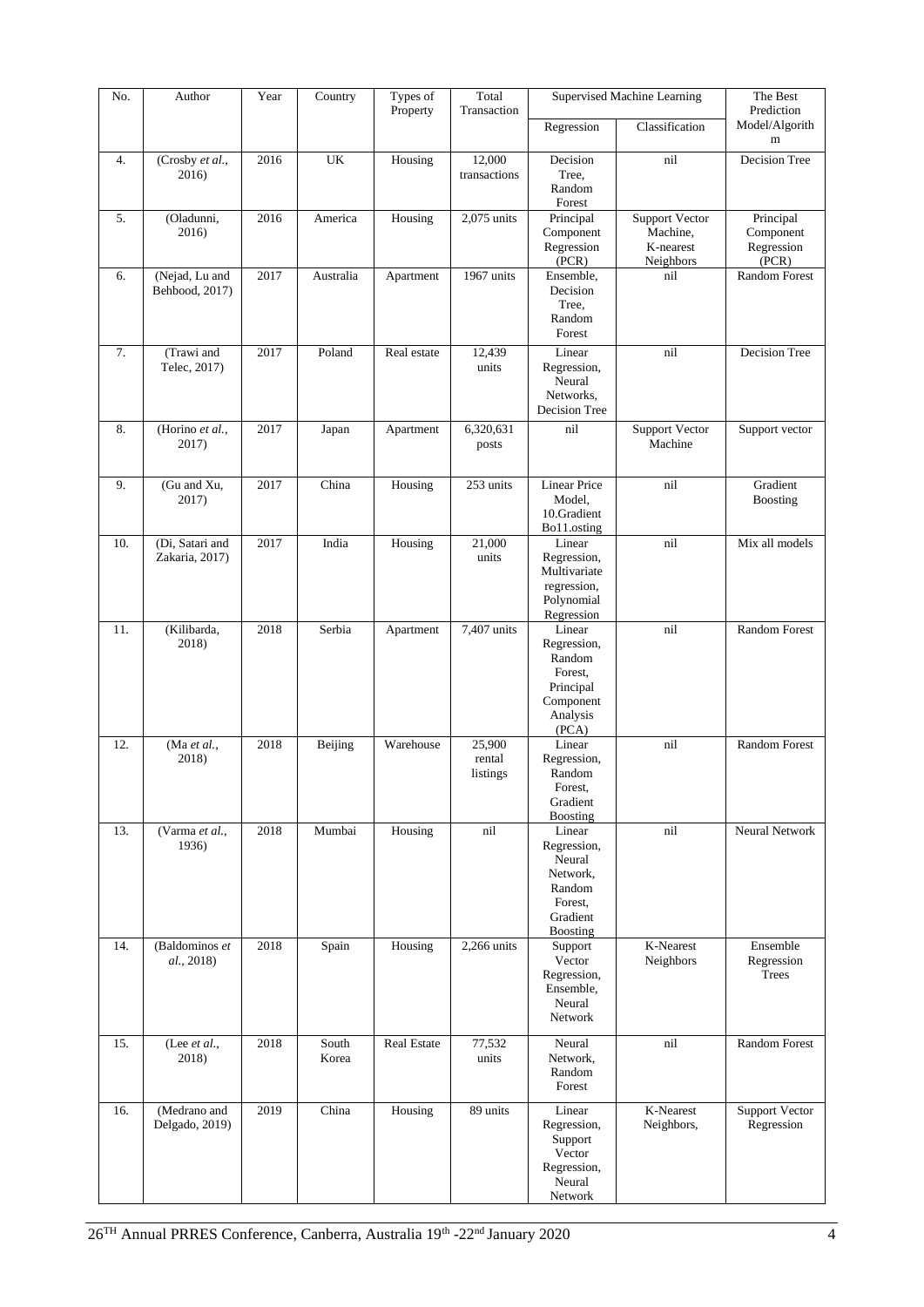| No. | Author | Year | Country | Types of Property | Total Transaction | Supervised Machine Learning | | The Best Prediction Model/Algorithm |
|---|---|---|---|---|---|---|---|---|
| | | | | | | Regression | Classification | |
| 4. | (Crosby *et al.*, 2016) | 2016 | UK | Housing | 12,000 transactions | Decision Tree, Random Forest | nil | Decision Tree |
| 5. | (Oladunni, 2016) | 2016 | America | Housing | 2,075 units | Principal Component Regression (PCR) | Support Vector Machine, K-nearest Neighbors | Principal Component Regression (PCR) |
| 6. | (Nejad, Lu and Behbood, 2017) | 2017 | Australia | Apartment | 1967 units | Ensemble, Decision Tree, Random Forest | nil | Random Forest |
| 7. | (Trawi and Telec, 2017) | 2017 | Poland | Real estate | 12,439 units | Linear Regression, Neural Networks, Decision Tree | nil | Decision Tree |
| 8. | (Horino *et al.*, 2017) | 2017 | Japan | Apartment | 6,320,631 posts | nil | Support Vector Machine | Support vector |
| 9. | (Gu and Xu, 2017) | 2017 | China | Housing | 253 units | Linear Price Model, 10.Gradient Bo11.osting | nil | Gradient Boosting |
| 10. | (Di, Satari and Zakaria, 2017) | 2017 | India | Housing | 21,000 units | Linear Regression, Multivariate regression, Polynomial Regression | nil | Mix all models |
| 11. | (Kilibarda, 2018) | 2018 | Serbia | Apartment | 7,407 units | Linear Regression, Random Forest, Principal Component Analysis (PCA) | nil | Random Forest |
| 12. | (Ma *et al.*, 2018) | 2018 | Beijing | Warehouse | 25,900 rental listings | Linear Regression, Random Forest, Gradient Boosting | nil | Random Forest |
| 13. | (Varma *et al.*, 1936) | 2018 | Mumbai | Housing | nil | Linear Regression, Neural Network, Random Forest, Gradient Boosting | nil | Neural Network |
| 14. | (Baldominos *et al.*, 2018) | 2018 | Spain | Housing | 2,266 units | Support Vector Regression, Ensemble, Neural Network | K-Nearest Neighbors | Ensemble Regression Trees |
| 15. | (Lee *et al.*, 2018) | 2018 | South Korea | Real Estate | 77,532 units | Neural Network, Random Forest | nil | Random Forest |
| 16. | (Medrano and Delgado, 2019) | 2019 | China | Housing | 89 units | Linear Regression, Support Vector Regression, Neural Network | K-Nearest Neighbors, | Support Vector Regression |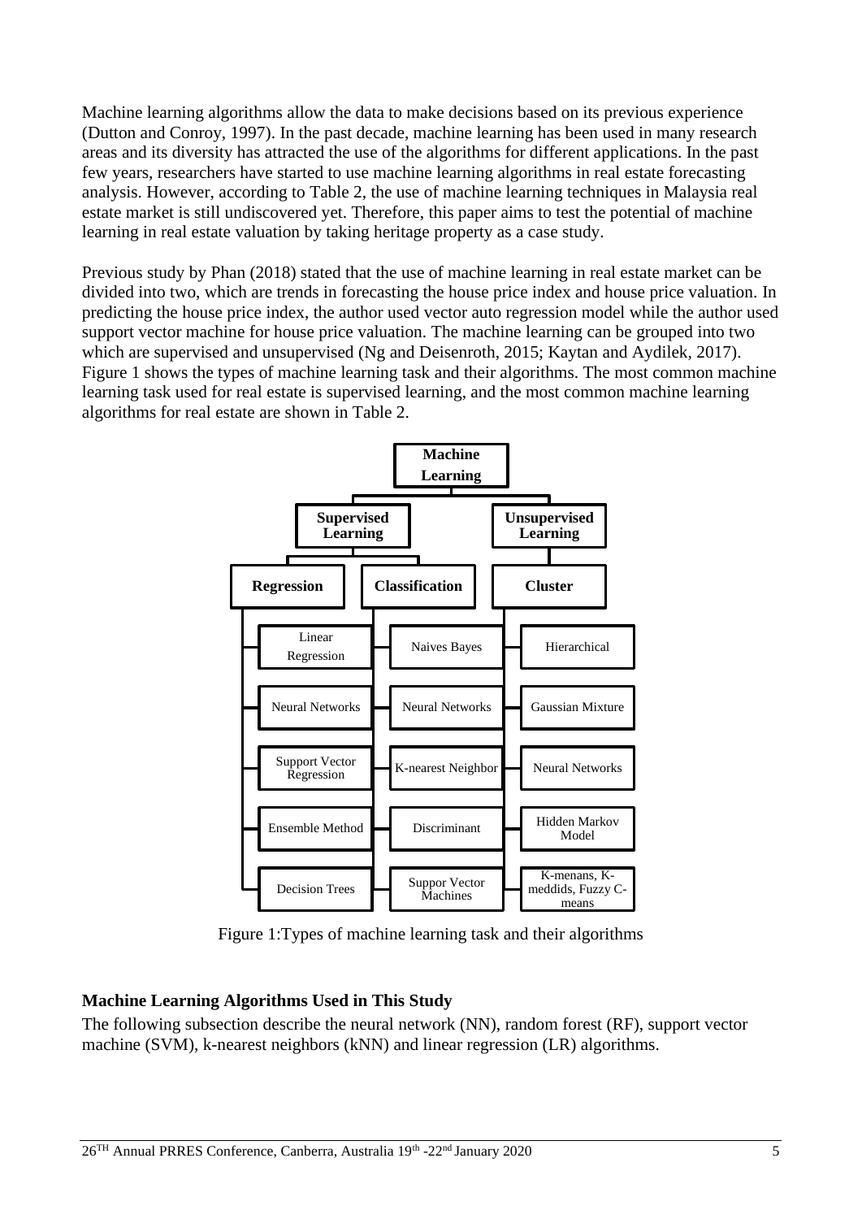Machine learning algorithms allow the data to make decisions based on its previous experience (Dutton and Conroy, 1997). In the past decade, machine learning has been used in many research areas and its diversity has attracted the use of the algorithms for different applications. In the past few years, researchers have started to use machine learning algorithms in real estate forecasting analysis. However, according to Table 2, the use of machine learning techniques in Malaysia real estate market is still undiscovered yet. Therefore, this paper aims to test the potential of machine learning in real estate valuation by taking heritage property as a case study.

Previous study by Phan (2018) stated that the use of machine learning in real estate market can be divided into two, which are trends in forecasting the house price index and house price valuation. In predicting the house price index, the author used vector auto regression model while the author used support vector machine for house price valuation. The machine learning can be grouped into two which are supervised and unsupervised (Ng and Deisenroth, 2015; Kaytan and Aydilek, 2017). Figure 1 shows the types of machine learning task and their algorithms. The most common machine learning task used for real estate is supervised learning, and the most common machine learning algorithms for real estate are shown in Table 2.

**Machine Learning**

| **Supervised Learning** | | **Unsupervised Learning** |
|---|---|---|
| **Regression** | **Classification** | **Cluster** |
| Linear Regression | Naives Bayes | Hierarchical |
| Neural Networks | Neural Networks | Gaussian Mixture |
| Support Vector Regression | K-nearest Neighbor | Neural Networks |
| Ensemble Method | Discriminant | Hidden Markov Model |
| Decision Trees | Suppor Vector Machines | K-menans, K-meddids, Fuzzy C-means |

Figure 1:Types of machine learning task and their algorithms

### Machine Learning Algorithms Used in This Study

The following subsection describe the neural network (NN), random forest (RF), support vector machine (SVM), k-nearest neighbors (kNN) and linear regression (LR) algorithms.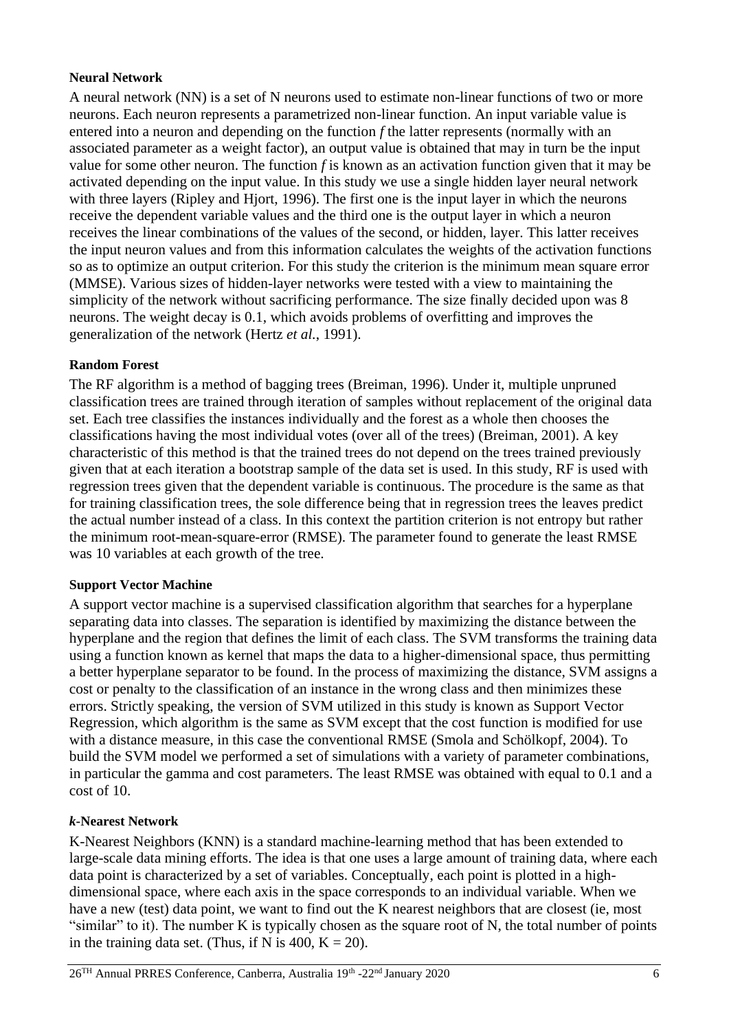**Neural Network**

A neural network (NN) is a set of N neurons used to estimate non-linear functions of two or more neurons. Each neuron represents a parametrized non-linear function. An input variable value is entered into a neuron and depending on the function *f* the latter represents (normally with an associated parameter as a weight factor), an output value is obtained that may in turn be the input value for some other neuron. The function *f* is known as an activation function given that it may be activated depending on the input value. In this study we use a single hidden layer neural network with three layers (Ripley and Hjort, 1996). The first one is the input layer in which the neurons receive the dependent variable values and the third one is the output layer in which a neuron receives the linear combinations of the values of the second, or hidden, layer. This latter receives the input neuron values and from this information calculates the weights of the activation functions so as to optimize an output criterion. For this study the criterion is the minimum mean square error (MMSE). Various sizes of hidden-layer networks were tested with a view to maintaining the simplicity of the network without sacrificing performance. The size finally decided upon was 8 neurons. The weight decay is 0.1, which avoids problems of overfitting and improves the generalization of the network (Hertz *et al.*, 1991).

**Random Forest**

The RF algorithm is a method of bagging trees (Breiman, 1996). Under it, multiple unpruned classification trees are trained through iteration of samples without replacement of the original data set. Each tree classifies the instances individually and the forest as a whole then chooses the classifications having the most individual votes (over all of the trees) (Breiman, 2001). A key characteristic of this method is that the trained trees do not depend on the trees trained previously given that at each iteration a bootstrap sample of the data set is used. In this study, RF is used with regression trees given that the dependent variable is continuous. The procedure is the same as that for training classification trees, the sole difference being that in regression trees the leaves predict the actual number instead of a class. In this context the partition criterion is not entropy but rather the minimum root-mean-square-error (RMSE). The parameter found to generate the least RMSE was 10 variables at each growth of the tree.

**Support Vector Machine**

A support vector machine is a supervised classification algorithm that searches for a hyperplane separating data into classes. The separation is identified by maximizing the distance between the hyperplane and the region that defines the limit of each class. The SVM transforms the training data using a function known as kernel that maps the data to a higher-dimensional space, thus permitting a better hyperplane separator to be found. In the process of maximizing the distance, SVM assigns a cost or penalty to the classification of an instance in the wrong class and then minimizes these errors. Strictly speaking, the version of SVM utilized in this study is known as Support Vector Regression, which algorithm is the same as SVM except that the cost function is modified for use with a distance measure, in this case the conventional RMSE (Smola and Schölkopf, 2004). To build the SVM model we performed a set of simulations with a variety of parameter combinations, in particular the gamma and cost parameters. The least RMSE was obtained with equal to 0.1 and a cost of 10.

***k*-Nearest Network**

K-Nearest Neighbors (KNN) is a standard machine-learning method that has been extended to large-scale data mining efforts. The idea is that one uses a large amount of training data, where each data point is characterized by a set of variables. Conceptually, each point is plotted in a high-dimensional space, where each axis in the space corresponds to an individual variable. When we have a new (test) data point, we want to find out the K nearest neighbors that are closest (ie, most "similar" to it). The number K is typically chosen as the square root of N, the total number of points in the training data set. (Thus, if N is 400, K = 20).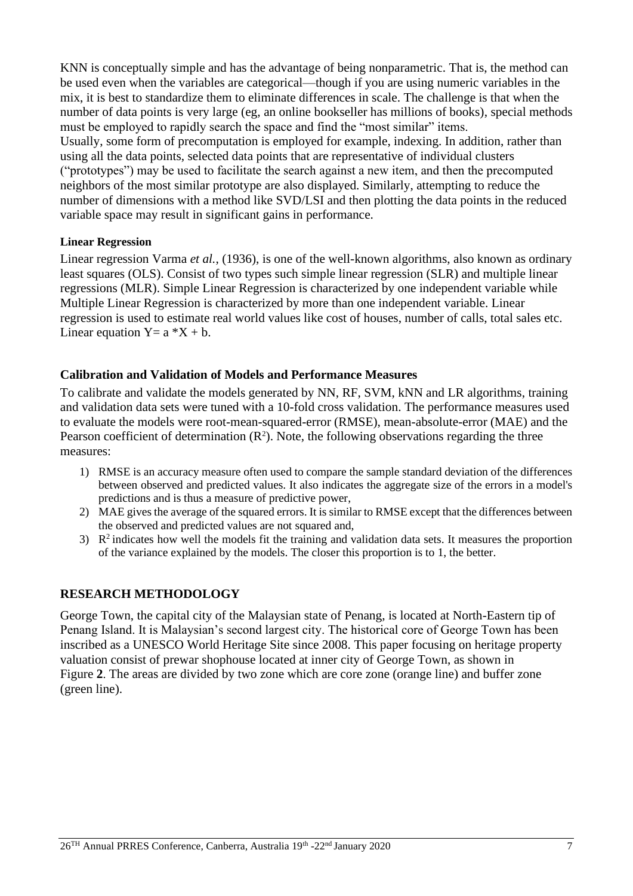KNN is conceptually simple and has the advantage of being nonparametric. That is, the method can be used even when the variables are categorical—though if you are using numeric variables in the mix, it is best to standardize them to eliminate differences in scale. The challenge is that when the number of data points is very large (eg, an online bookseller has millions of books), special methods must be employed to rapidly search the space and find the "most similar" items.
Usually, some form of precomputation is employed for example, indexing. In addition, rather than using all the data points, selected data points that are representative of individual clusters ("prototypes") may be used to facilitate the search against a new item, and then the precomputed neighbors of the most similar prototype are also displayed. Similarly, attempting to reduce the number of dimensions with a method like SVD/LSI and then plotting the data points in the reduced variable space may result in significant gains in performance.

#### Linear Regression

Linear regression Varma *et al.,* (1936), is one of the well-known algorithms, also known as ordinary least squares (OLS). Consist of two types such simple linear regression (SLR) and multiple linear regressions (MLR). Simple Linear Regression is characterized by one independent variable while Multiple Linear Regression is characterized by more than one independent variable. Linear regression is used to estimate real world values like cost of houses, number of calls, total sales etc. Linear equation Y= a *X + b.

### Calibration and Validation of Models and Performance Measures

To calibrate and validate the models generated by NN, RF, SVM, kNN and LR algorithms, training and validation data sets were tuned with a 10-fold cross validation. The performance measures used to evaluate the models were root-mean-squared-error (RMSE), mean-absolute-error (MAE) and the Pearson coefficient of determination ($R^2$). Note, the following observations regarding the three measures:

1) RMSE is an accuracy measure often used to compare the sample standard deviation of the differences between observed and predicted values. It also indicates the aggregate size of the errors in a model's predictions and is thus a measure of predictive power,
2) MAE gives the average of the squared errors. It is similar to RMSE except that the differences between the observed and predicted values are not squared and,
3) $R^2$ indicates how well the models fit the training and validation data sets. It measures the proportion of the variance explained by the models. The closer this proportion is to 1, the better.

## RESEARCH METHODOLOGY

George Town, the capital city of the Malaysian state of Penang, is located at North-Eastern tip of Penang Island. It is Malaysian's second largest city. The historical core of George Town has been inscribed as a UNESCO World Heritage Site since 2008. This paper focusing on heritage property valuation consist of prewar shophouse located at inner city of George Town, as shown in Figure **2**. The areas are divided by two zone which are core zone (orange line) and buffer zone (green line).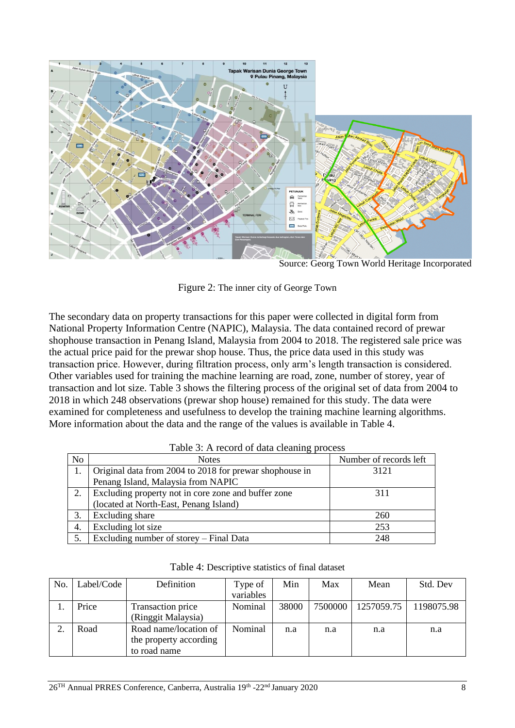Source: Georg Town World Heritage Incorporated

Figure 2: The inner city of George Town

The secondary data on property transactions for this paper were collected in digital form from National Property Information Centre (NAPIC), Malaysia. The data contained record of prewar shophouse transaction in Penang Island, Malaysia from 2004 to 2018. The registered sale price was the actual price paid for the prewar shop house. Thus, the price data used in this study was transaction price. However, during filtration process, only arm's length transaction is considered. Other variables used for training the machine learning are road, zone, number of storey, year of transaction and lot size. Table 3 shows the filtering process of the original set of data from 2004 to 2018 in which 248 observations (prewar shop house) remained for this study. The data were examined for completeness and usefulness to develop the training machine learning algorithms. More information about the data and the range of the values is available in Table 4.

Table 3: A record of data cleaning process

| No | Notes | Number of record left |
|---|---|---|
| 1. | Original data from 2004 to 2018 for prewar shophouse in Penang Island, Malaysia from NAPIC | 3121 |
| 2. | Excluding property not in core zone and buffer zone (located at North-East, Penang Island) | 311 |
| 3. | Excluding share | 260 |
| 4. | Excluding lot size | 253 |
| 5. | Excluding number of storey – Final Data | 248 |

Table 4: Descriptive statistics of final dataset

| No. | Label/Code | Definition | Type of variables | Min | Max | Mean | Std. Dev |
|---|---|---|---|---|---|---|---|
| 1. | Price | Transaction price (Ringgit Malaysia) | Nominal | 38000 | 7500000 | 1257059.75 | 1198075.98 |
| 2. | Road | Road name/location of the property according to road name | Nominal | n.a | n.a | n.a | n.a |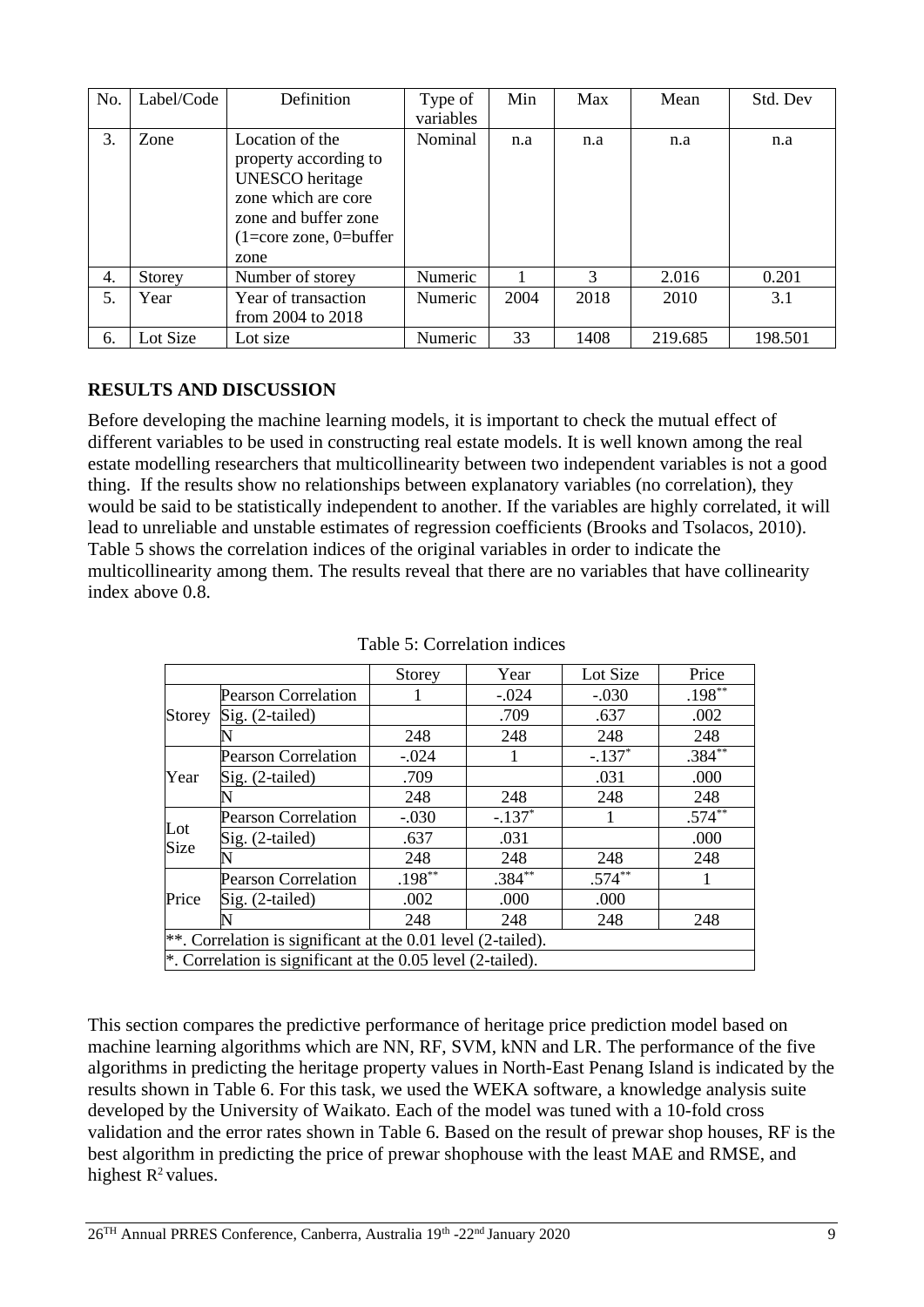| No. | Label/Code | Definition | Type of variables | Min | Max | Mean | Std. Dev |
|---|---|---|---|---|---|---|---|
| 3. | Zone | Location of the property according to UNESCO heritage zone which are core zone and buffer zone (1=core zone, 0=buffer zone | Nominal | n.a | n.a | n.a | n.a |
| 4. | Storey | Number of storey | Numeric | 1 | 3 | 2.016 | 0.201 |
| 5. | Year | Year of transaction from 2004 to 2018 | Numeric | 2004 | 2018 | 2010 | 3.1 |
| 6. | Lot Size | Lot size | Numeric | 33 | 1408 | 219.685 | 198.501 |

## RESULTS AND DISCUSSION

Before developing the machine learning models, it is important to check the mutual effect of different variables to be used in constructing real estate models. It is well known among the real estate modelling researchers that multicollinearity between two independent variables is not a good thing. If the results show no relationships between explanatory variables (no correlation), they would be said to be statistically independent to another. If the variables are highly correlated, it will lead to unreliable and unstable estimates of regression coefficients (Brooks and Tsolacos, 2010). Table 5 shows the correlation indices of the original variables in order to indicate the multicollinearity among them. The results reveal that there are no variables that have collinearity index above 0.8.

Table 5: Correlation indices

| | | Storey | Year | Lot Size | Price |
|---|---|---|---|---|---|
| Storey | Pearson Correlation | 1 | -.024 | -.030 | .198** |
| | Sig. (2-tailed) | | .709 | .637 | .002 |
| | N | 248 | 248 | 248 | 248 |
| Year | Pearson Correlation | -.024 | 1 | -.137* | .384** |
| | Sig. (2-tailed) | .709 | | .031 | .000 |
| | N | 248 | 248 | 248 | 248 |
| Lot Size | Pearson Correlation | -.030 | -.137* | 1 | .574** |
| | Sig. (2-tailed) | .637 | .031 | | .000 |
| | N | 248 | 248 | 248 | 248 |
| Price | Pearson Correlation | .198** | .384** | .574** | 1 |
| | Sig. (2-tailed) | .002 | .000 | .000 | |
| | N | 248 | 248 | 248 | 248 |

**. Correlation is significant at the 0.01 level (2-tailed).
*. Correlation is significant at the 0.05 level (2-tailed).

This section compares the predictive performance of heritage price prediction model based on machine learning algorithms which are NN, RF, SVM, kNN and LR. The performance of the five algorithms in predicting the heritage property values in North-East Penang Island is indicated by the results shown in Table 6. For this task, we used the WEKA software, a knowledge analysis suite developed by the University of Waikato. Each of the model was tuned with a 10-fold cross validation and the error rates shown in Table 6. Based on the result of prewar shop houses, RF is the best algorithm in predicting the price of prewar shophouse with the least MAE and RMSE, and highest $R^2$ values.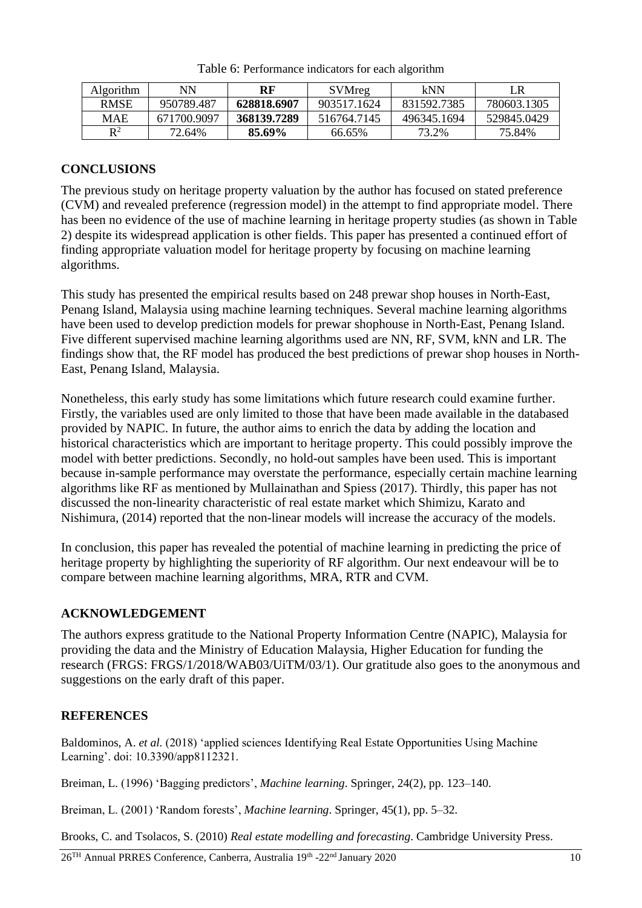Table 6: Performance indicators for each algorithm

| Algorithm | NN | **RF** | SVMreg | kNN | LR |
|---|---|---|---|---|---|
| RMSE | 950789.487 | **628818.6907** | 903517.1624 | 831592.7385 | 780603.1305 |
| MAE | 671700.9097 | **368139.7289** | 516764.7145 | 496345.1694 | 529845.0429 |
| $R^2$ | 72.64% | **85.69%** | 66.65% | 73.2% | 75.84% |

## CONCLUSIONS

The previous study on heritage property valuation by the author has focused on stated preference (CVM) and revealed preference (regression model) in the attempt to find appropriate model. There has been no evidence of the use of machine learning in heritage property studies (as shown in Table 2) despite its widespread application is other fields. This paper has presented a continued effort of finding appropriate valuation model for heritage property by focusing on machine learning algorithms.

This study has presented the empirical results based on 248 prewar shop houses in North-East, Penang Island, Malaysia using machine learning techniques. Several machine learning algorithms have been used to develop prediction models for prewar shophouse in North-East, Penang Island. Five different supervised machine learning algorithms used are NN, RF, SVM, kNN and LR. The findings show that, the RF model has produced the best predictions of prewar shop houses in North-East, Penang Island, Malaysia.

Nonetheless, this early study has some limitations which future research could examine further. Firstly, the variables used are only limited to those that have been made available in the databased provided by NAPIC. In future, the author aims to enrich the data by adding the location and historical characteristics which are important to heritage property. This could possibly improve the model with better predictions. Secondly, no hold-out samples have been used. This is important because in-sample performance may overstate the performance, especially certain machine learning algorithms like RF as mentioned by Mullainathan and Spiess (2017). Thirdly, this paper has not discussed the non-linearity characteristic of real estate market which Shimizu, Karato and Nishimura, (2014) reported that the non-linear models will increase the accuracy of the models.

In conclusion, this paper has revealed the potential of machine learning in predicting the price of heritage property by highlighting the superiority of RF algorithm. Our next endeavour will be to compare between machine learning algorithms, MRA, RTR and CVM.

## ACKNOWLEDGEMENT

The authors express gratitude to the National Property Information Centre (NAPIC), Malaysia for providing the data and the Ministry of Education Malaysia, Higher Education for funding the research (FRGS: FRGS/1/2018/WAB03/UiTM/03/1). Our gratitude also goes to the anonymous and suggestions on the early draft of this paper.

## REFERENCES

Baldominos, A. *et al.* (2018) 'applied sciences Identifying Real Estate Opportunities Using Machine Learning'. doi: 10.3390/app8112321.

Breiman, L. (1996) 'Bagging predictors', *Machine learning*. Springer, 24(2), pp. 123–140.

Breiman, L. (2001) 'Random forests', *Machine learning*. Springer, 45(1), pp. 5–32.

Brooks, C. and Tsolacos, S. (2010) *Real estate modelling and forecasting*. Cambridge University Press.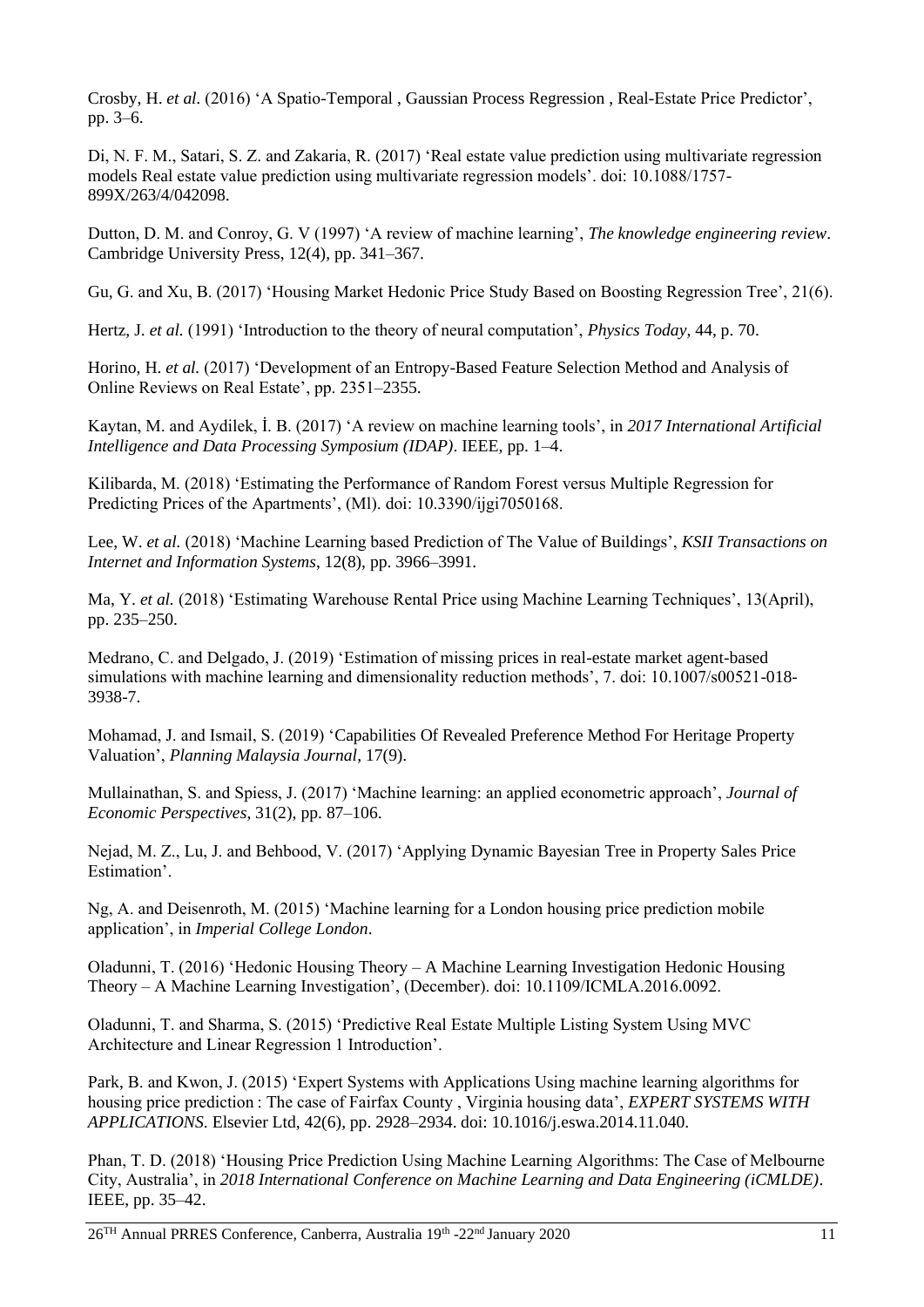Crosby, H. *et al.* (2016) 'A Spatio-Temporal , Gaussian Process Regression , Real-Estate Price Predictor', pp. 3–6.

Di, N. F. M., Satari, S. Z. and Zakaria, R. (2017) 'Real estate value prediction using multivariate regression models Real estate value prediction using multivariate regression models'. doi: 10.1088/1757-899X/263/4/042098.

Dutton, D. M. and Conroy, G. V (1997) 'A review of machine learning', *The knowledge engineering review*. Cambridge University Press, 12(4), pp. 341–367.

Gu, G. and Xu, B. (2017) 'Housing Market Hedonic Price Study Based on Boosting Regression Tree', 21(6).

Hertz, J. *et al.* (1991) 'Introduction to the theory of neural computation', *Physics Today*, 44, p. 70.

Horino, H. *et al.* (2017) 'Development of an Entropy-Based Feature Selection Method and Analysis of Online Reviews on Real Estate', pp. 2351–2355.

Kaytan, M. and Aydilek, İ. B. (2017) 'A review on machine learning tools', in *2017 International Artificial Intelligence and Data Processing Symposium (IDAP)*. IEEE, pp. 1–4.

Kilibarda, M. (2018) 'Estimating the Performance of Random Forest versus Multiple Regression for Predicting Prices of the Apartments', (Ml). doi: 10.3390/ijgi7050168.

Lee, W. *et al.* (2018) 'Machine Learning based Prediction of The Value of Buildings', *KSII Transactions on Internet and Information Systems*, 12(8), pp. 3966–3991.

Ma, Y. *et al.* (2018) 'Estimating Warehouse Rental Price using Machine Learning Techniques', 13(April), pp. 235–250.

Medrano, C. and Delgado, J. (2019) 'Estimation of missing prices in real-estate market agent-based simulations with machine learning and dimensionality reduction methods', 7. doi: 10.1007/s00521-018-3938-7.

Mohamad, J. and Ismail, S. (2019) 'Capabilities Of Revealed Preference Method For Heritage Property Valuation', *Planning Malaysia Journal*, 17(9).

Mullainathan, S. and Spiess, J. (2017) 'Machine learning: an applied econometric approach', *Journal of Economic Perspectives*, 31(2), pp. 87–106.

Nejad, M. Z., Lu, J. and Behbood, V. (2017) 'Applying Dynamic Bayesian Tree in Property Sales Price Estimation'.

Ng, A. and Deisenroth, M. (2015) 'Machine learning for a London housing price prediction mobile application', in *Imperial College London*.

Oladunni, T. (2016) 'Hedonic Housing Theory – A Machine Learning Investigation Hedonic Housing Theory – A Machine Learning Investigation', (December). doi: 10.1109/ICMLA.2016.0092.

Oladunni, T. and Sharma, S. (2015) 'Predictive Real Estate Multiple Listing System Using MVC Architecture and Linear Regression 1 Introduction'.

Park, B. and Kwon, J. (2015) 'Expert Systems with Applications Using machine learning algorithms for housing price prediction : The case of Fairfax County , Virginia housing data', *EXPERT SYSTEMS WITH APPLICATIONS*. Elsevier Ltd, 42(6), pp. 2928–2934. doi: 10.1016/j.eswa.2014.11.040.

Phan, T. D. (2018) 'Housing Price Prediction Using Machine Learning Algorithms: The Case of Melbourne City, Australia', in *2018 International Conference on Machine Learning and Data Engineering (iCMLDE)*. IEEE, pp. 35–42.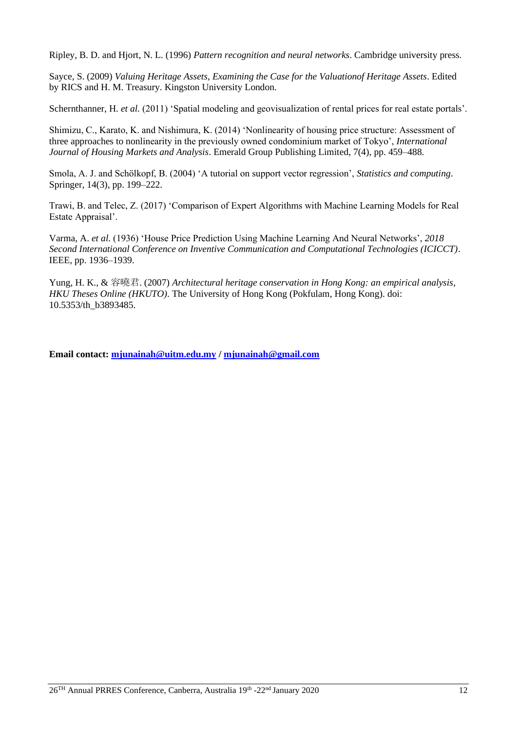Ripley, B. D. and Hjort, N. L. (1996) *Pattern recognition and neural networks*. Cambridge university press.

Sayce, S. (2009) *Valuing Heritage Assets*, *Examining the Case for the Valuationof Heritage Assets*. Edited by RICS and H. M. Treasury. Kingston University London.

Schernthanner, H. *et al.* (2011) 'Spatial modeling and geovisualization of rental prices for real estate portals'.

Shimizu, C., Karato, K. and Nishimura, K. (2014) 'Nonlinearity of housing price structure: Assessment of three approaches to nonlinearity in the previously owned condominium market of Tokyo', *International Journal of Housing Markets and Analysis*. Emerald Group Publishing Limited, 7(4), pp. 459–488.

Smola, A. J. and Schölkopf, B. (2004) 'A tutorial on support vector regression', *Statistics and computing*. Springer, 14(3), pp. 199–222.

Trawi, B. and Telec, Z. (2017) 'Comparison of Expert Algorithms with Machine Learning Models for Real Estate Appraisal'.

Varma, A. *et al.* (1936) 'House Price Prediction Using Machine Learning And Neural Networks', *2018 Second International Conference on Inventive Communication and Computational Technologies (ICICCT)*. IEEE, pp. 1936–1939.

Yung, H. K., & 容曉君. (2007) *Architectural heritage conservation in Hong Kong: an empirical analysis*, *HKU Theses Online (HKUTO)*. The University of Hong Kong (Pokfulam, Hong Kong). doi: 10.5353/th_b3893485.

**Email contact: mjunainah@uitm.edu.my / mjunainah@gmail.com**